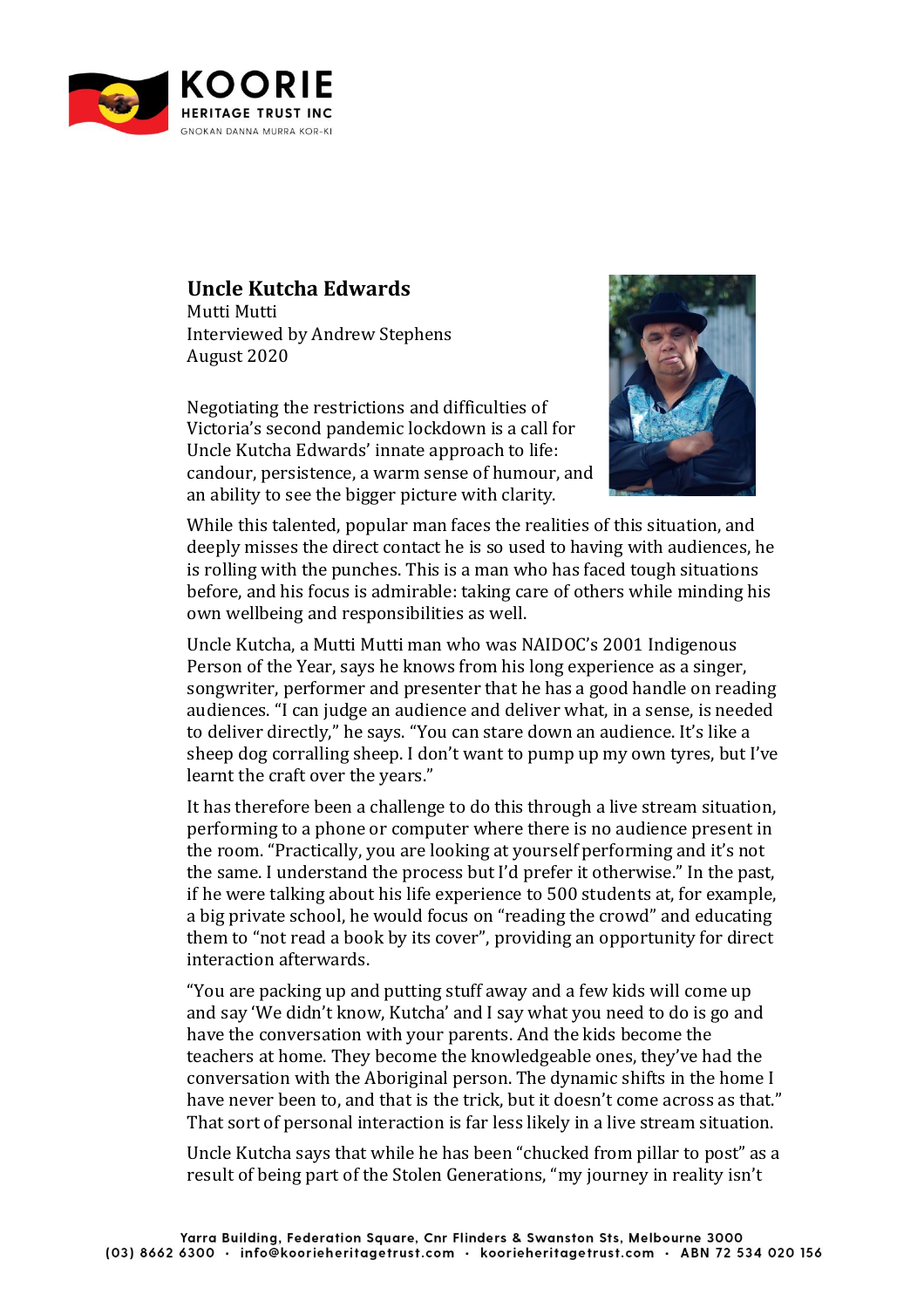# Uncle Kutcha Edwards

Mutti Mutti
Interviewed by Andrew Stephens
August 2020

Negotiating the restrictions and difficulties of Victoria's second pandemic lockdown is a call for Uncle Kutcha Edwards' innate approach to life: candour, persistence, a warm sense of humour, and an ability to see the bigger picture with clarity.

While this talented, popular man faces the realities of this situation, and deeply misses the direct contact he is so used to having with audiences, he is rolling with the punches. This is a man who has faced tough situations before, and his focus is admirable: taking care of others while minding his own wellbeing and responsibilities as well.

Uncle Kutcha, a Mutti Mutti man who was NAIDOC's 2001 Indigenous Person of the Year, says he knows from his long experience as a singer, songwriter, performer and presenter that he has a good handle on reading audiences. "I can judge an audience and deliver what, in a sense, is needed to deliver directly," he says. "You can stare down an audience. It's like a sheep dog corralling sheep. I don't want to pump up my own tyres, but I've learnt the craft over the years."

It has therefore been a challenge to do this through a live stream situation, performing to a phone or computer where there is no audience present in the room. "Practically, you are looking at yourself performing and it's not the same. I understand the process but I'd prefer it otherwise." In the past, if he were talking about his life experience to 500 students at, for example, a big private school, he would focus on "reading the crowd" and educating them to "not read a book by its cover", providing an opportunity for direct interaction afterwards.

"You are packing up and putting stuff away and a few kids will come up and say 'We didn't know, Kutcha' and I say what you need to do is go and have the conversation with your parents. And the kids become the teachers at home. They become the knowledgeable ones, they've had the conversation with the Aboriginal person. The dynamic shifts in the home I have never been to, and that is the trick, but it doesn't come across as that." That sort of personal interaction is far less likely in a live stream situation.

Uncle Kutcha says that while he has been "chucked from pillar to post" as a result of being part of the Stolen Generations, "my journey in reality isn't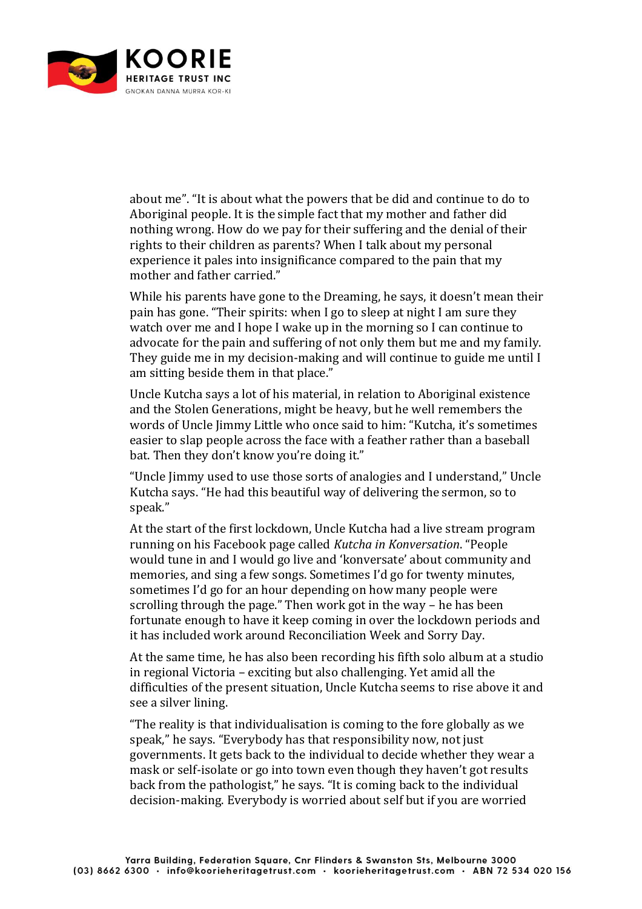about me". "It is about what the powers that be did and continue to do to Aboriginal people. It is the simple fact that my mother and father did nothing wrong. How do we pay for their suffering and the denial of their rights to their children as parents? When I talk about my personal experience it pales into insignificance compared to the pain that my mother and father carried."

While his parents have gone to the Dreaming, he says, it doesn't mean their pain has gone. "Their spirits: when I go to sleep at night I am sure they watch over me and I hope I wake up in the morning so I can continue to advocate for the pain and suffering of not only them but me and my family. They guide me in my decision-making and will continue to guide me until I am sitting beside them in that place."

Uncle Kutcha says a lot of his material, in relation to Aboriginal existence and the Stolen Generations, might be heavy, but he well remembers the words of Uncle Jimmy Little who once said to him: "Kutcha, it's sometimes easier to slap people across the face with a feather rather than a baseball bat. Then they don't know you're doing it."

"Uncle Jimmy used to use those sorts of analogies and I understand," Uncle Kutcha says. "He had this beautiful way of delivering the sermon, so to speak."

At the start of the first lockdown, Uncle Kutcha had a live stream program running on his Facebook page called *Kutcha in Konversation*. "People would tune in and I would go live and 'konversate' about community and memories, and sing a few songs. Sometimes I'd go for twenty minutes, sometimes I'd go for an hour depending on how many people were scrolling through the page." Then work got in the way – he has been fortunate enough to have it keep coming in over the lockdown periods and it has included work around Reconciliation Week and Sorry Day.

At the same time, he has also been recording his fifth solo album at a studio in regional Victoria – exciting but also challenging. Yet amid all the difficulties of the present situation, Uncle Kutcha seems to rise above it and see a silver lining.

"The reality is that individualisation is coming to the fore globally as we speak," he says. "Everybody has that responsibility now, not just governments. It gets back to the individual to decide whether they wear a mask or self-isolate or go into town even though they haven't got results back from the pathologist," he says. "It is coming back to the individual decision-making. Everybody is worried about self but if you are worried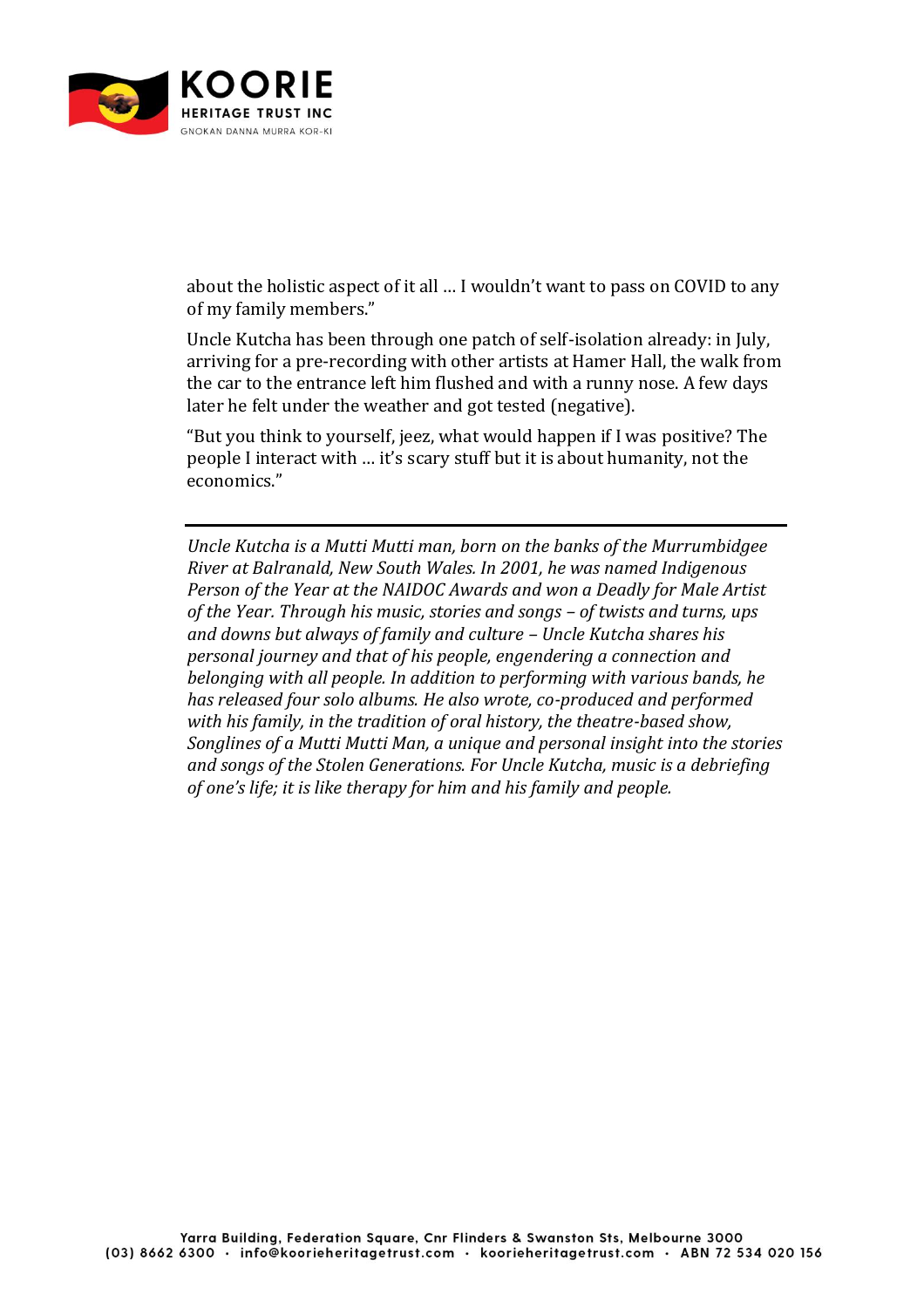about the holistic aspect of it all … I wouldn't want to pass on COVID to any of my family members."

Uncle Kutcha has been through one patch of self-isolation already: in July, arriving for a pre-recording with other artists at Hamer Hall, the walk from the car to the entrance left him flushed and with a runny nose. A few days later he felt under the weather and got tested (negative).

"But you think to yourself, jeez, what would happen if I was positive? The people I interact with … it's scary stuff but it is about humanity, not the economics."

---

*Uncle Kutcha is a Mutti Mutti man, born on the banks of the Murrumbidgee River at Balranald, New South Wales. In 2001, he was named Indigenous Person of the Year at the NAIDOC Awards and won a Deadly for Male Artist of the Year. Through his music, stories and songs – of twists and turns, ups and downs but always of family and culture – Uncle Kutcha shares his personal journey and that of his people, engendering a connection and belonging with all people. In addition to performing with various bands, he has released four solo albums. He also wrote, co-produced and performed with his family, in the tradition of oral history, the theatre-based show, Songlines of a Mutti Mutti Man, a unique and personal insight into the stories and songs of the Stolen Generations. For Uncle Kutcha, music is a debriefing of one's life; it is like therapy for him and his family and people.*